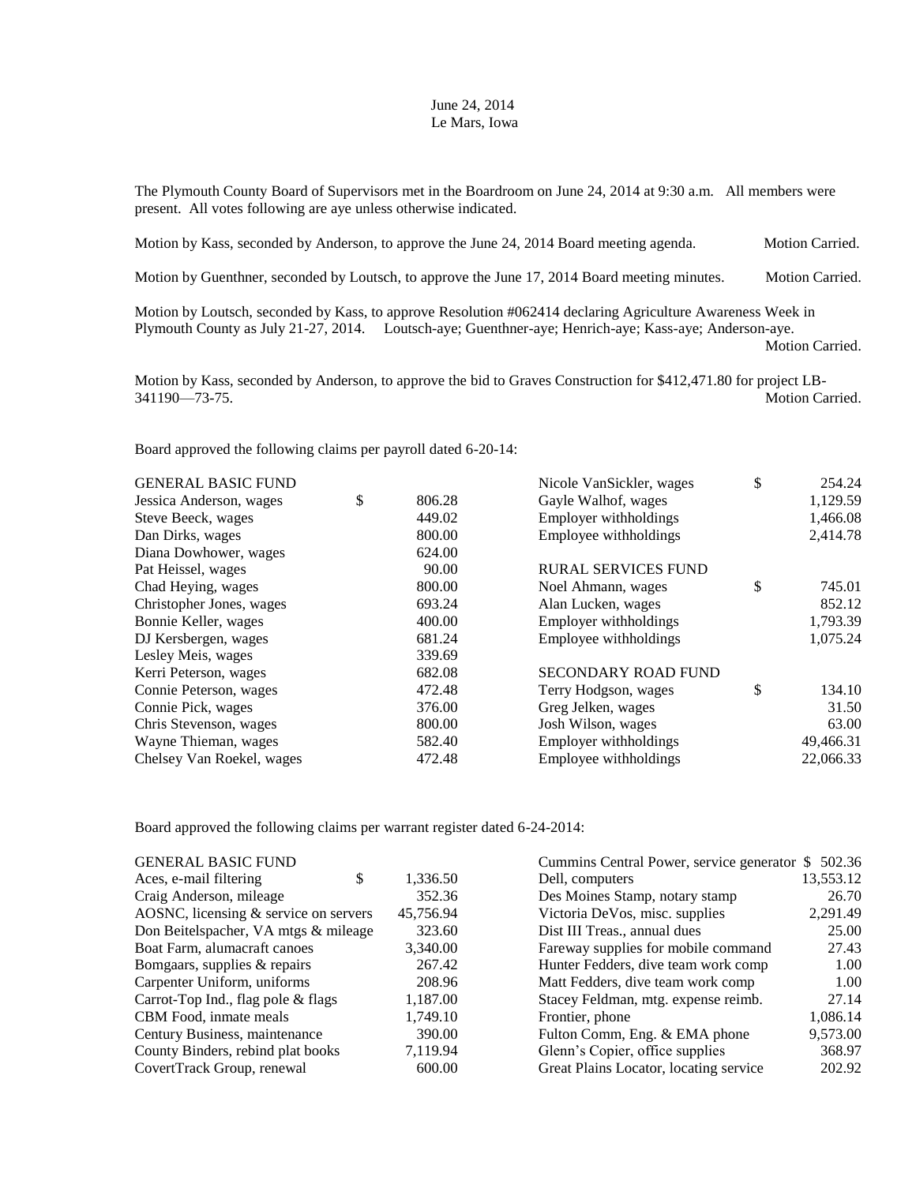June 24, 2014
Le Mars, Iowa

The Plymouth County Board of Supervisors met in the Boardroom on June 24, 2014 at 9:30 a.m. All members were present. All votes following are aye unless otherwise indicated.

Motion by Kass, seconded by Anderson, to approve the June 24, 2014 Board meeting agenda. Motion Carried.

Motion by Guenthner, seconded by Loutsch, to approve the June 17, 2014 Board meeting minutes. Motion Carried.

Motion by Loutsch, seconded by Kass, to approve Resolution #062414 declaring Agriculture Awareness Week in Plymouth County as July 21-27, 2014. Loutsch-aye; Guenthner-aye; Henrich-aye; Kass-aye; Anderson-aye. Motion Carried.

Motion by Kass, seconded by Anderson, to approve the bid to Graves Construction for $412,471.80 for project LB-341190—73-75. Motion Carried.

Board approved the following claims per payroll dated 6-20-14:

| | |
|---|---|
| GENERAL BASIC FUND | |
| Jessica Anderson, wages | $ 806.28 |
| Steve Beeck, wages | 449.02 |
| Dan Dirks, wages | 800.00 |
| Diana Dowhower, wages | 624.00 |
| Pat Heissel, wages | 90.00 |
| Chad Heying, wages | 800.00 |
| Christopher Jones, wages | 693.24 |
| Bonnie Keller, wages | 400.00 |
| DJ Kersbergen, wages | 681.24 |
| Lesley Meis, wages | 339.69 |
| Kerri Peterson, wages | 682.08 |
| Connie Peterson, wages | 472.48 |
| Connie Pick, wages | 376.00 |
| Chris Stevenson, wages | 800.00 |
| Wayne Thieman, wages | 582.40 |
| Chelsey Van Roekel, wages | 472.48 |
| Nicole VanSickler, wages | $ 254.24 |
| Gayle Walhof, wages | 1,129.59 |
| Employer withholdings | 1,466.08 |
| Employee withholdings | 2,414.78 |
| RURAL SERVICES FUND | |
| Noel Ahmann, wages | $ 745.01 |
| Alan Lucken, wages | 852.12 |
| Employer withholdings | 1,793.39 |
| Employee withholdings | 1,075.24 |
| SECONDARY ROAD FUND | |
| Terry Hodgson, wages | $ 134.10 |
| Greg Jelken, wages | 31.50 |
| Josh Wilson, wages | 63.00 |
| Employer withholdings | 49,466.31 |
| Employee withholdings | 22,066.33 |

Board approved the following claims per warrant register dated 6-24-2014:

| | |
|---|---|
| GENERAL BASIC FUND | |
| Aces, e-mail filtering | $ 1,336.50 |
| Craig Anderson, mileage | 352.36 |
| AOSNC, licensing & service on servers | 45,756.94 |
| Don Beitelspacher, VA mtgs & mileage | 323.60 |
| Boat Farm, alumacraft canoes | 3,340.00 |
| Bomgaars, supplies & repairs | 267.42 |
| Carpenter Uniform, uniforms | 208.96 |
| Carrot-Top Ind., flag pole & flags | 1,187.00 |
| CBM Food, inmate meals | 1,749.10 |
| Century Business, maintenance | 390.00 |
| County Binders, rebind plat books | 7,119.94 |
| CovertTrack Group, renewal | 600.00 |
| Cummins Central Power, service generator | $ 502.36 |
| Dell, computers | 13,553.12 |
| Des Moines Stamp, notary stamp | 26.70 |
| Victoria DeVos, misc. supplies | 2,291.49 |
| Dist III Treas., annual dues | 25.00 |
| Fareway supplies for mobile command | 27.43 |
| Hunter Fedders, dive team work comp | 1.00 |
| Matt Fedders, dive team work comp | 1.00 |
| Stacey Feldman, mtg. expense reimb. | 27.14 |
| Frontier, phone | 1,086.14 |
| Fulton Comm, Eng. & EMA phone | 9,573.00 |
| Glenn's Copier, office supplies | 368.97 |
| Great Plains Locator, locating service | 202.92 |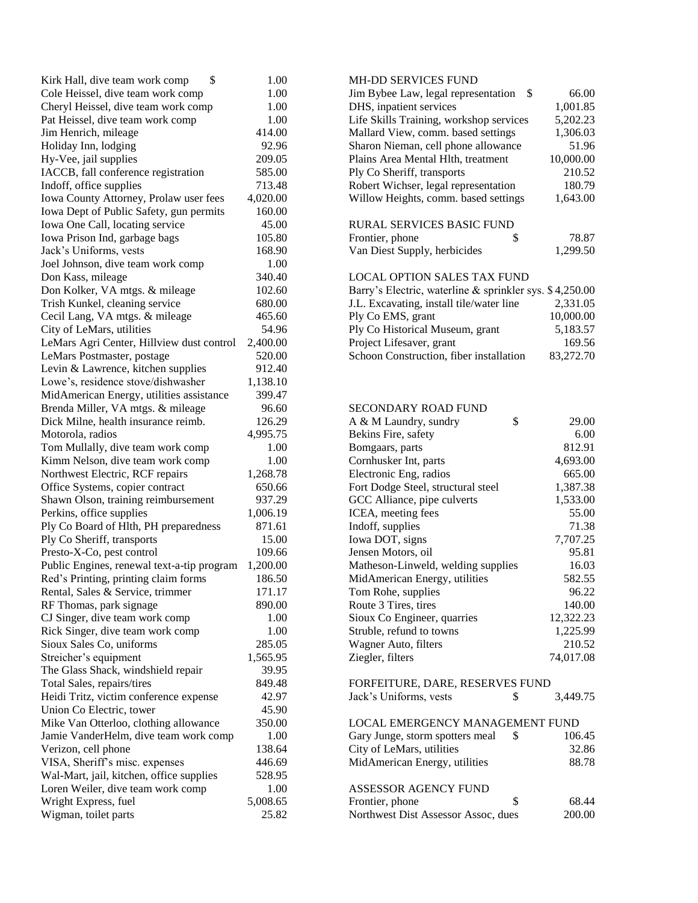| | |
|---|---|
| Kirk Hall, dive team work comp $ | 1.00 |
| Cole Heissel, dive team work comp | 1.00 |
| Cheryl Heissel, dive team work comp | 1.00 |
| Pat Heissel, dive team work comp | 1.00 |
| Jim Henrich, mileage | 414.00 |
| Holiday Inn, lodging | 92.96 |
| Hy-Vee, jail supplies | 209.05 |
| IACCB, fall conference registration | 585.00 |
| Indoff, office supplies | 713.48 |
| Iowa County Attorney, Prolaw user fees | 4,020.00 |
| Iowa Dept of Public Safety, gun permits | 160.00 |
| Iowa One Call, locating service | 45.00 |
| Iowa Prison Ind, garbage bags | 105.80 |
| Jack's Uniforms, vests | 168.90 |
| Joel Johnson, dive team work comp | 1.00 |
| Don Kass, mileage | 340.40 |
| Don Kolker, VA mtgs. & mileage | 102.60 |
| Trish Kunkel, cleaning service | 680.00 |
| Cecil Lang, VA mtgs. & mileage | 465.60 |
| City of LeMars, utilities | 54.96 |
| LeMars Agri Center, Hillview dust control | 2,400.00 |
| LeMars Postmaster, postage | 520.00 |
| Levin & Lawrence, kitchen supplies | 912.40 |
| Lowe's, residence stove/dishwasher | 1,138.10 |
| MidAmerican Energy, utilities assistance | 399.47 |
| Brenda Miller, VA mtgs. & mileage | 96.60 |
| Dick Milne, health insurance reimb. | 126.29 |
| Motorola, radios | 4,995.75 |
| Tom Mullally, dive team work comp | 1.00 |
| Kimm Nelson, dive team work comp | 1.00 |
| Northwest Electric, RCF repairs | 1,268.78 |
| Office Systems, copier contract | 650.66 |
| Shawn Olson, training reimbursement | 937.29 |
| Perkins, office supplies | 1,006.19 |
| Ply Co Board of Hlth, PH preparedness | 871.61 |
| Ply Co Sheriff, transports | 15.00 |
| Presto-X-Co, pest control | 109.66 |
| Public Engines, renewal text-a-tip program | 1,200.00 |
| Red's Printing, printing claim forms | 186.50 |
| Rental, Sales & Service, trimmer | 171.17 |
| RF Thomas, park signage | 890.00 |
| CJ Singer, dive team work comp | 1.00 |
| Rick Singer, dive team work comp | 1.00 |
| Sioux Sales Co, uniforms | 285.05 |
| Streicher's equipment | 1,565.95 |
| The Glass Shack, windshield repair | 39.95 |
| Total Sales, repairs/tires | 849.48 |
| Heidi Tritz, victim conference expense | 42.97 |
| Union Co Electric, tower | 45.90 |
| Mike Van Otterloo, clothing allowance | 350.00 |
| Jamie VanderHelm, dive team work comp | 1.00 |
| Verizon, cell phone | 138.64 |
| VISA, Sheriff's misc. expenses | 446.69 |
| Wal-Mart, jail, kitchen, office supplies | 528.95 |
| Loren Weiler, dive team work comp | 1.00 |
| Wright Express, fuel | 5,008.65 |
| Wigman, toilet parts | 25.82 |

MH-DD SERVICES FUND

| | |
|---|---|
| Jim Bybee Law, legal representation $ | 66.00 |
| DHS, inpatient services | 1,001.85 |
| Life Skills Training, workshop services | 5,202.23 |
| Mallard View, comm. based settings | 1,306.03 |
| Sharon Nieman, cell phone allowance | 51.96 |
| Plains Area Mental Hlth, treatment | 10,000.00 |
| Ply Co Sheriff, transports | 210.52 |
| Robert Wichser, legal representation | 180.79 |
| Willow Heights, comm. based settings | 1,643.00 |

RURAL SERVICES BASIC FUND

| | |
|---|---|
| Frontier, phone $ | 78.87 |
| Van Diest Supply, herbicides | 1,299.50 |

LOCAL OPTION SALES TAX FUND

| | |
|---|---|
| Barry's Electric, waterline & sprinkler sys. | $ 4,250.00 |
| J.L. Excavating, install tile/water line | 2,331.05 |
| Ply Co EMS, grant | 10,000.00 |
| Ply Co Historical Museum, grant | 5,183.57 |
| Project Lifesaver, grant | 169.56 |
| Schoon Construction, fiber installation | 83,272.70 |

SECONDARY ROAD FUND

| | |
|---|---|
| A & M Laundry, sundry $ | 29.00 |
| Bekins Fire, safety | 6.00 |
| Bomgaars, parts | 812.91 |
| Cornhusker Int, parts | 4,693.00 |
| Electronic Eng, radios | 665.00 |
| Fort Dodge Steel, structural steel | 1,387.38 |
| GCC Alliance, pipe culverts | 1,533.00 |
| ICEA, meeting fees | 55.00 |
| Indoff, supplies | 71.38 |
| Iowa DOT, signs | 7,707.25 |
| Jensen Motors, oil | 95.81 |
| Matheson-Linweld, welding supplies | 16.03 |
| MidAmerican Energy, utilities | 582.55 |
| Tom Rohe, supplies | 96.22 |
| Route 3 Tires, tires | 140.00 |
| Sioux Co Engineer, quarries | 12,322.23 |
| Struble, refund to towns | 1,225.99 |
| Wagner Auto, filters | 210.52 |
| Ziegler, filters | 74,017.08 |

FORFEITURE, DARE, RESERVES FUND

| | |
|---|---|
| Jack's Uniforms, vests $ | 3,449.75 |

LOCAL EMERGENCY MANAGEMENT FUND

| | |
|---|---|
| Gary Junge, storm spotters meal $ | 106.45 |
| City of LeMars, utilities | 32.86 |
| MidAmerican Energy, utilities | 88.78 |

ASSESSOR AGENCY FUND

| | |
|---|---|
| Frontier, phone $ | 68.44 |
| Northwest Dist Assessor Assoc, dues | 200.00 |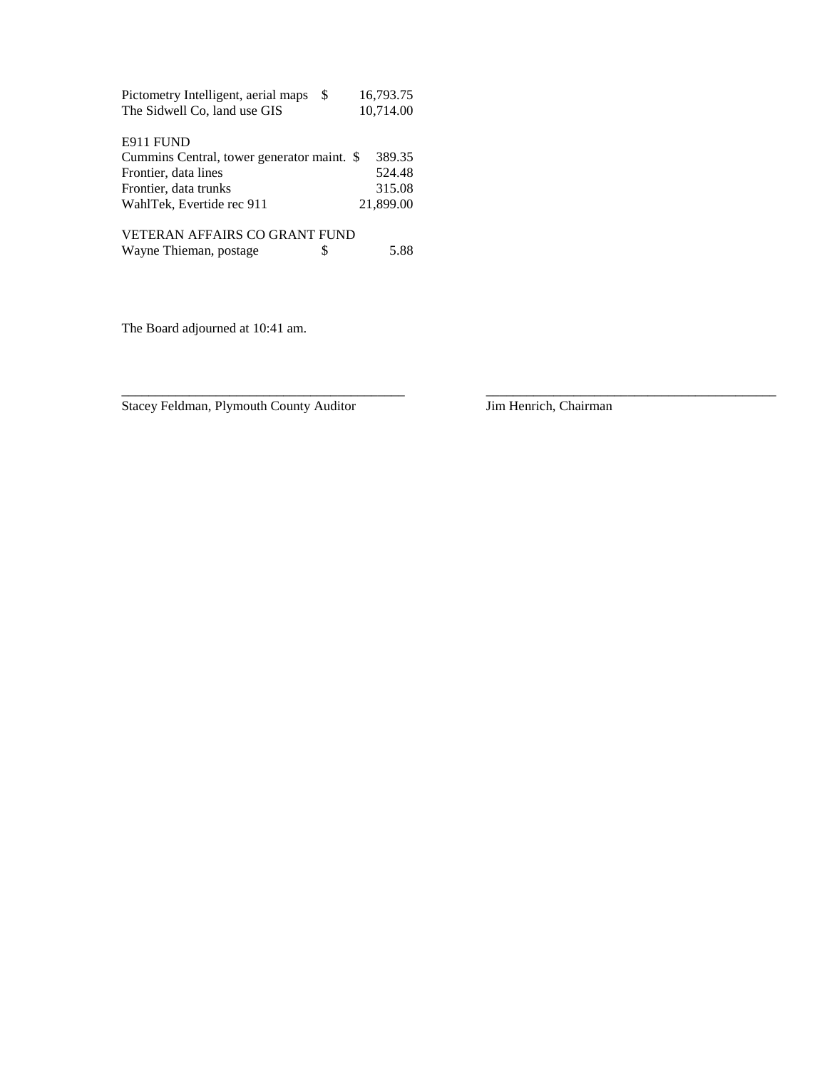| | | |
|---|---|---|
| Pictometry Intelligent, aerial maps | $ | 16,793.75 |
| The Sidwell Co, land use GIS | | 10,714.00 |

E911 FUND

| | | |
|---|---|---|
| Cummins Central, tower generator maint. | $ | 389.35 |
| Frontier, data lines | | 524.48 |
| Frontier, data trunks | | 315.08 |
| WahlTek, Evertide rec 911 | | 21,899.00 |

VETERAN AFFAIRS CO GRANT FUND

| | | |
|---|---|---|
| Wayne Thieman, postage | $ | 5.88 |

The Board adjourned at 10:41 am.

_____________________________________ _____________________________________

Stacey Feldman, Plymouth County Auditor Jim Henrich, Chairman